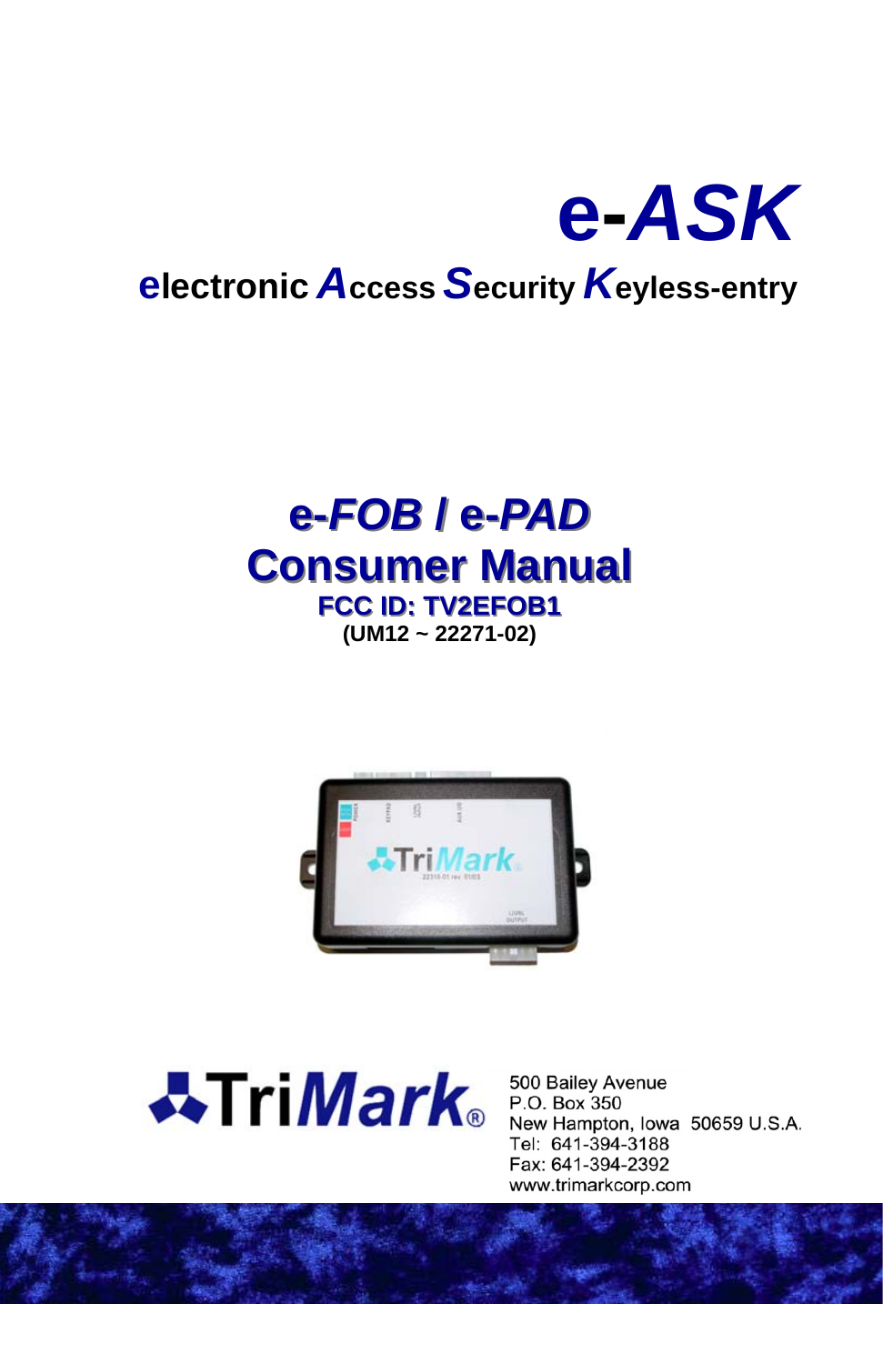# e-*ASK*

## **e**lectronic *A*ccess *S*ecurity *K*eyless-entry

# e-*FOB* / e-*PAD* Consumer Manual

**FCC ID: TV2EFOB1**

**(UM12 ~ 22271-02)**

TriMark®

500 Bailey Avenue
P.O. Box 350
New Hampton, Iowa 50659 U.S.A.
Tel: 641-394-3188
Fax: 641-394-2392
www.trimarkcorp.com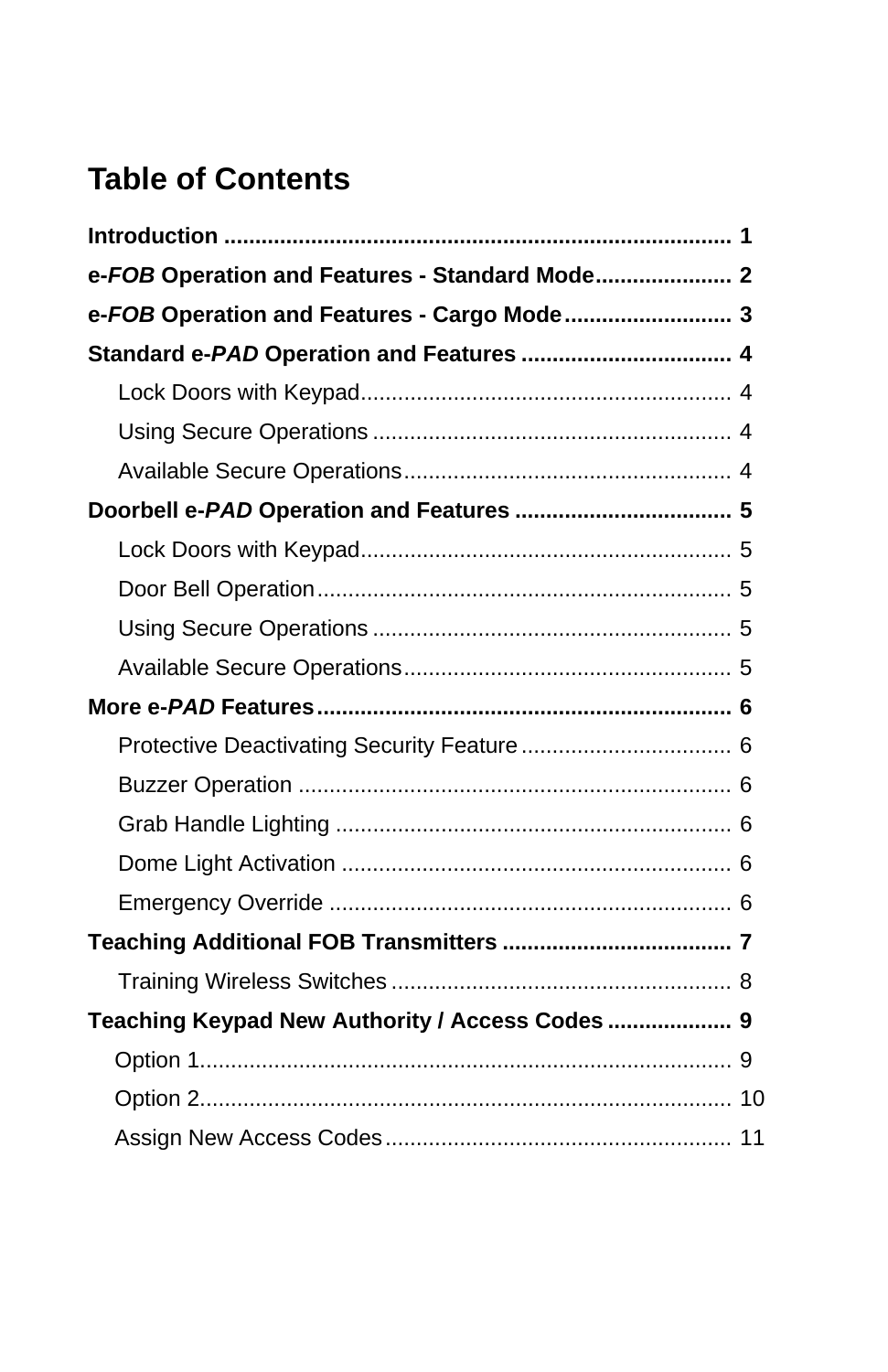# Table of Contents

**Introduction** ................................................................................ **1**

**e-*FOB* Operation and Features - Standard Mode**..................... **2**

**e-*FOB* Operation and Features - Cargo Mode**.......................... **3**

**Standard e-*PAD* Operation and Features** ................................. **4**

- Lock Doors with Keypad........................................................... 4
- Using Secure Operations ......................................................... 4
- Available Secure Operations.................................................... 4

**Doorbell e-*PAD* Operation and Features** .................................. **5**

- Lock Doors with Keypad........................................................... 5
- Door Bell Operation.................................................................. 5
- Using Secure Operations ......................................................... 5
- Available Secure Operations.................................................... 5

**More e-*PAD* Features**.................................................................. **6**

- Protective Deactivating Security Feature .................................. 6
- Buzzer Operation ..................................................................... 6
- Grab Handle Lighting ............................................................... 6
- Dome Light Activation .............................................................. 6
- Emergency Override ................................................................ 6

**Teaching Additional FOB Transmitters** .................................... **7**

- Training Wireless Switches ...................................................... 8

**Teaching Keypad New Authority / Access Codes** ................... **9**

- Option 1.................................................................................... 9
- Option 2.................................................................................... 10
- Assign New Access Codes....................................................... 11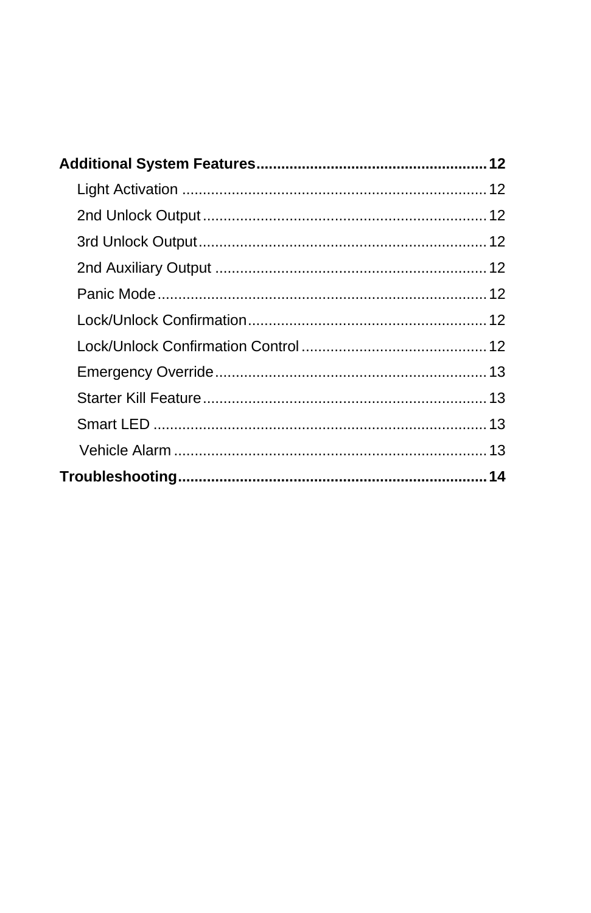**Additional System Features** .......................................................... **12**

- Light Activation .......................................................... 12
- 2nd Unlock Output .......................................................... 12
- 3rd Unlock Output .......................................................... 12
- 2nd Auxiliary Output .......................................................... 12
- Panic Mode .......................................................... 12
- Lock/Unlock Confirmation .......................................................... 12
- Lock/Unlock Confirmation Control .......................................................... 12
- Emergency Override .......................................................... 13
- Starter Kill Feature .......................................................... 13
- Smart LED .......................................................... 13
- Vehicle Alarm .......................................................... 13

**Troubleshooting** .......................................................... **14**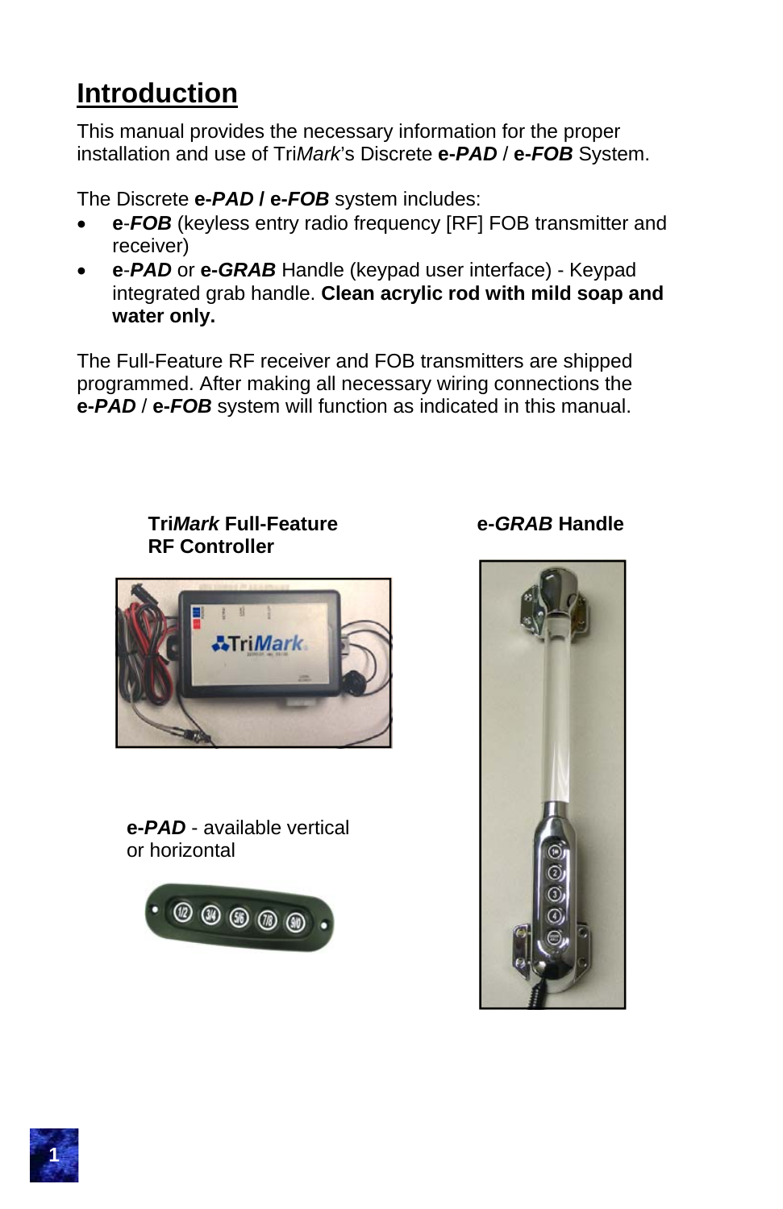## Introduction

This manual provides the necessary information for the proper installation and use of Tri*Mark*'s Discrete **e-*PAD*** / **e-*FOB*** System.

The Discrete **e-*PAD* / e-*FOB*** system includes:

- **e**-***FOB*** (keyless entry radio frequency [RF] FOB transmitter and receiver)
- **e**-***PAD*** or **e-*GRAB*** Handle (keypad user interface) - Keypad integrated grab handle. **Clean acrylic rod with mild soap and water only.**

The Full-Feature RF receiver and FOB transmitters are shipped programmed. After making all necessary wiring connections the **e-*PAD*** / **e-*FOB*** system will function as indicated in this manual.

**Tri*Mark* Full-Feature RF Controller**

**e-*GRAB* Handle**

**e-*PAD*** - available vertical or horizontal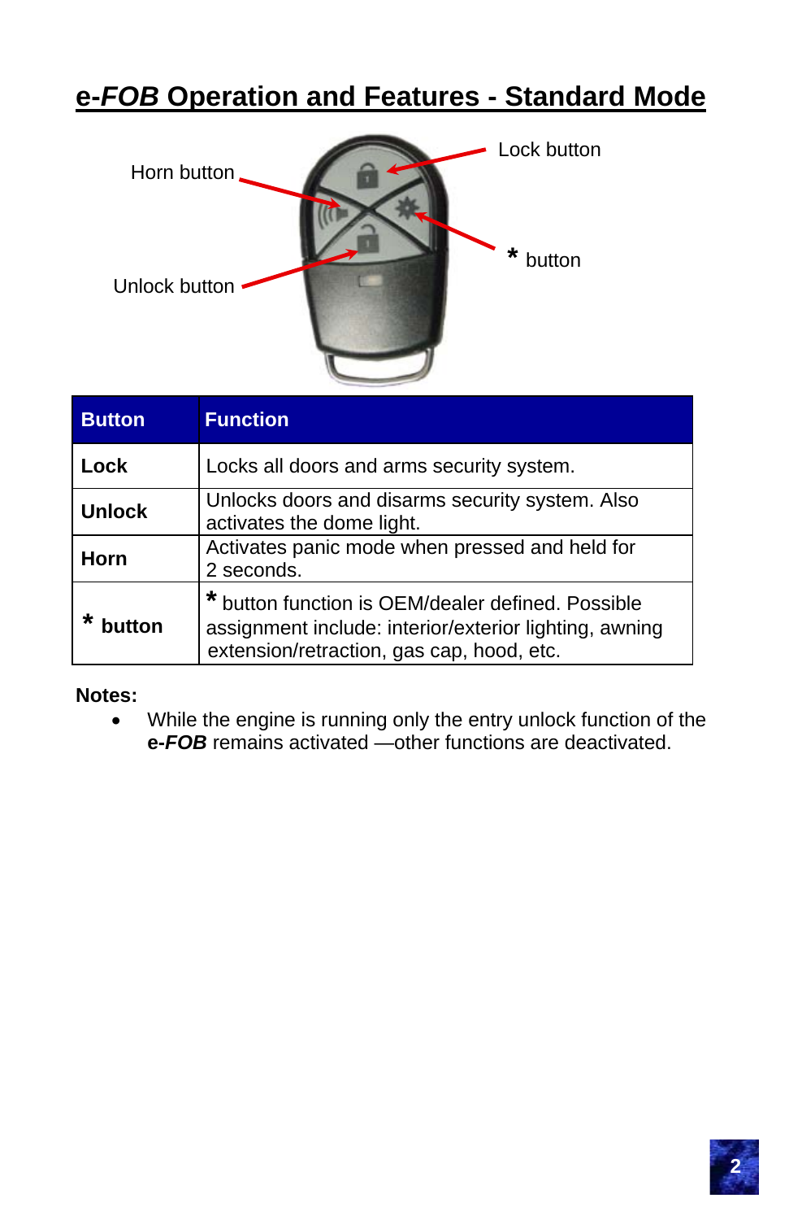# e-*FOB* Operation and Features - Standard Mode

Horn button

Lock button

Unlock button

* button

| Button | Function |
|---|---|
| **Lock** | Locks all doors and arms security system. |
| **Unlock** | Unlocks doors and disarms security system. Also activates the dome light. |
| **Horn** | Activates panic mode when pressed and held for 2 seconds. |
| **\* button** | * button function is OEM/dealer defined. Possible assignment include: interior/exterior lighting, awning extension/retraction, gas cap, hood, etc. |

**Notes:**

- While the engine is running only the entry unlock function of the **e-*FOB*** remains activated —other functions are deactivated.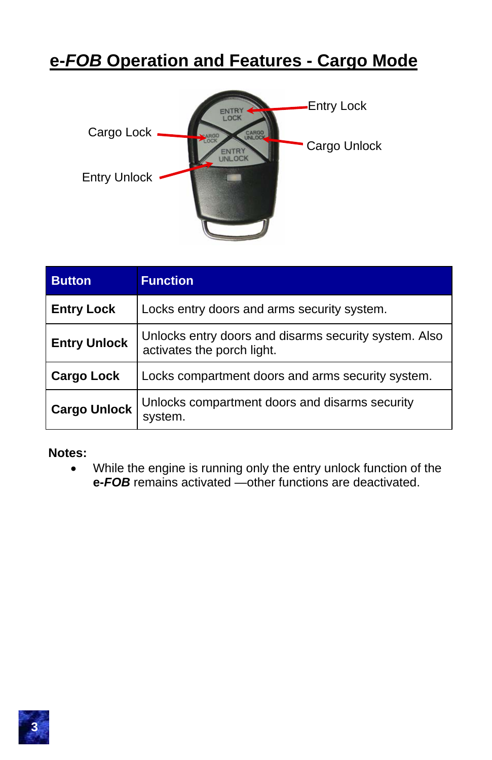# e-*FOB* Operation and Features - Cargo Mode

Entry Lock

Cargo Lock

Cargo Unlock

Entry Unlock

| Button | Function |
|---|---|
| **Entry Lock** | Locks entry doors and arms security system. |
| **Entry Unlock** | Unlocks entry doors and disarms security system. Also activates the porch light. |
| **Cargo Lock** | Locks compartment doors and arms security system. |
| **Cargo Unlock** | Unlocks compartment doors and disarms security system. |

**Notes:**

- While the engine is running only the entry unlock function of the **e-*FOB*** remains activated —other functions are deactivated.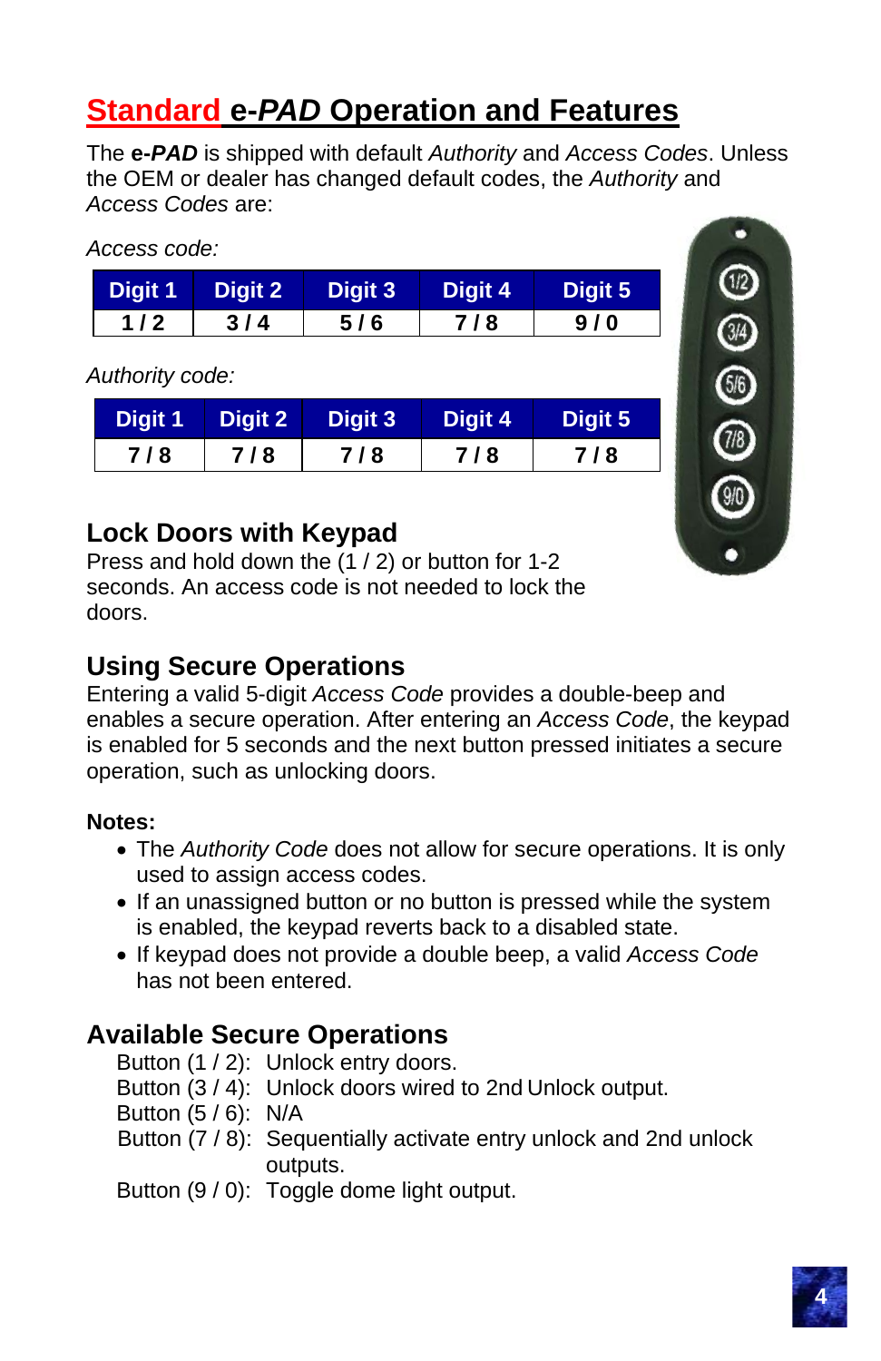# Standard e-*PAD* Operation and Features

The **e-*PAD*** is shipped with default *Authority* and *Access Codes*. Unless the OEM or dealer has changed default codes, the *Authority* and *Access Codes* are:

*Access code:*

| Digit 1 | Digit 2 | Digit 3 | Digit 4 | Digit 5 |
|---|---|---|---|---|
| 1 / 2 | 3 / 4 | 5 / 6 | 7 / 8 | 9 / 0 |

*Authority code:*

| Digit 1 | Digit 2 | Digit 3 | Digit 4 | Digit 5 |
|---|---|---|---|---|
| 7 / 8 | 7 / 8 | 7 / 8 | 7 / 8 | 7 / 8 |

## Lock Doors with Keypad

Press and hold down the (1 / 2) or button for 1-2 seconds. An access code is not needed to lock the doors.

## Using Secure Operations

Entering a valid 5-digit *Access Code* provides a double-beep and enables a secure operation. After entering an *Access Code*, the keypad is enabled for 5 seconds and the next button pressed initiates a secure operation, such as unlocking doors.

**Notes:**

- The *Authority Code* does not allow for secure operations. It is only used to assign access codes.
- If an unassigned button or no button is pressed while the system is enabled, the keypad reverts back to a disabled state.
- If keypad does not provide a double beep, a valid *Access Code* has not been entered.

## Available Secure Operations

Button (1 / 2): Unlock entry doors.
Button (3 / 4): Unlock doors wired to 2nd Unlock output.
Button (5 / 6): N/A
Button (7 / 8): Sequentially activate entry unlock and 2nd unlock outputs.
Button (9 / 0): Toggle dome light output.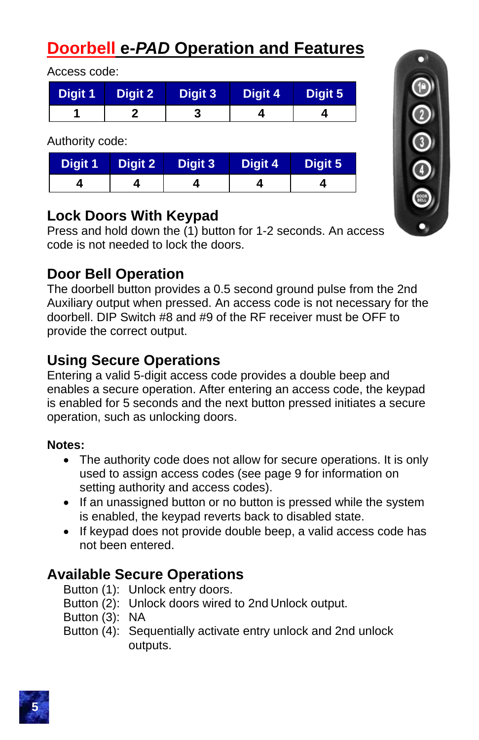# Doorbell *e-PAD* Operation and Features

Access code:

| Digit 1 | Digit 2 | Digit 3 | Digit 4 | Digit 5 |
|---|---|---|---|---|
| 1 | 2 | 3 | 4 | 4 |

Authority code:

| Digit 1 | Digit 2 | Digit 3 | Digit 4 | Digit 5 |
|---|---|---|---|---|
| 4 | 4 | 4 | 4 | 4 |

## Lock Doors With Keypad

Press and hold down the (1) button for 1-2 seconds. An access code is not needed to lock the doors.

## Door Bell Operation

The doorbell button provides a 0.5 second ground pulse from the 2nd Auxiliary output when pressed. An access code is not necessary for the doorbell. DIP Switch #8 and #9 of the RF receiver must be OFF to provide the correct output.

## Using Secure Operations

Entering a valid 5-digit access code provides a double beep and enables a secure operation. After entering an access code, the keypad is enabled for 5 seconds and the next button pressed initiates a secure operation, such as unlocking doors.

**Notes:**

- The authority code does not allow for secure operations. It is only used to assign access codes (see page 9 for information on setting authority and access codes).
- If an unassigned button or no button is pressed while the system is enabled, the keypad reverts back to disabled state.
- If keypad does not provide double beep, a valid access code has not been entered.

## Available Secure Operations

Button (1): Unlock entry doors.
Button (2): Unlock doors wired to 2nd Unlock output.
Button (3): NA
Button (4): Sequentially activate entry unlock and 2nd unlock outputs.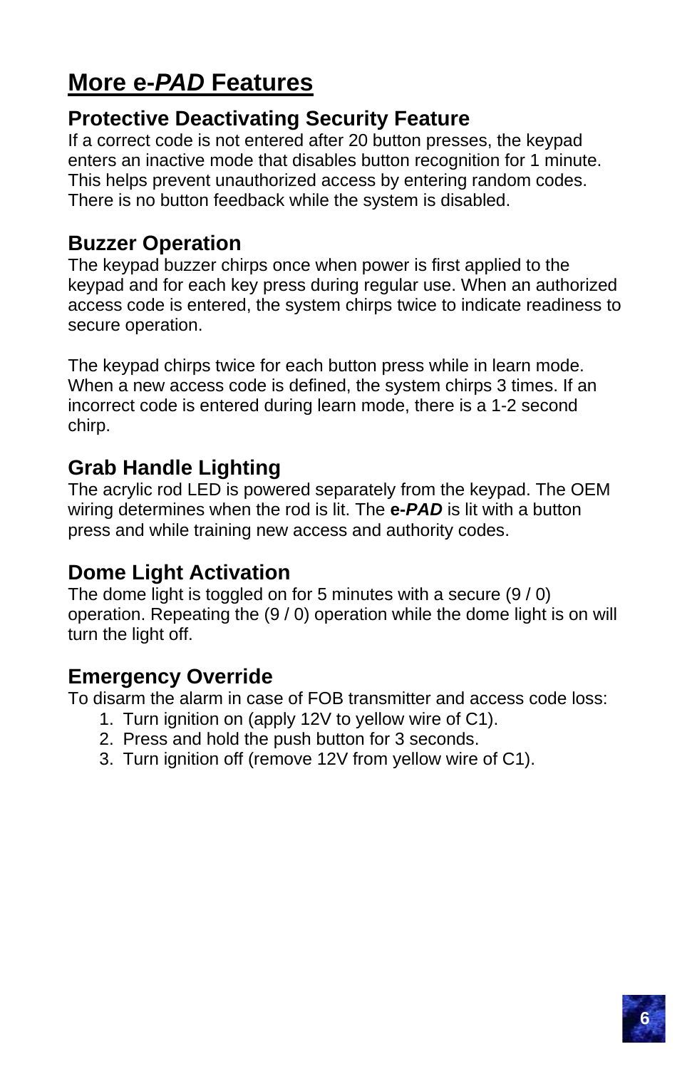# More e-*PAD* Features

## Protective Deactivating Security Feature

If a correct code is not entered after 20 button presses, the keypad enters an inactive mode that disables button recognition for 1 minute. This helps prevent unauthorized access by entering random codes. There is no button feedback while the system is disabled.

## Buzzer Operation

The keypad buzzer chirps once when power is first applied to the keypad and for each key press during regular use. When an authorized access code is entered, the system chirps twice to indicate readiness to secure operation.

The keypad chirps twice for each button press while in learn mode. When a new access code is defined, the system chirps 3 times. If an incorrect code is entered during learn mode, there is a 1-2 second chirp.

## Grab Handle Lighting

The acrylic rod LED is powered separately from the keypad. The OEM wiring determines when the rod is lit. The ***e-PAD*** is lit with a button press and while training new access and authority codes.

## Dome Light Activation

The dome light is toggled on for 5 minutes with a secure (9 / 0) operation. Repeating the (9 / 0) operation while the dome light is on will turn the light off.

## Emergency Override

To disarm the alarm in case of FOB transmitter and access code loss:

1. Turn ignition on (apply 12V to yellow wire of C1).
2. Press and hold the push button for 3 seconds.
3. Turn ignition off (remove 12V from yellow wire of C1).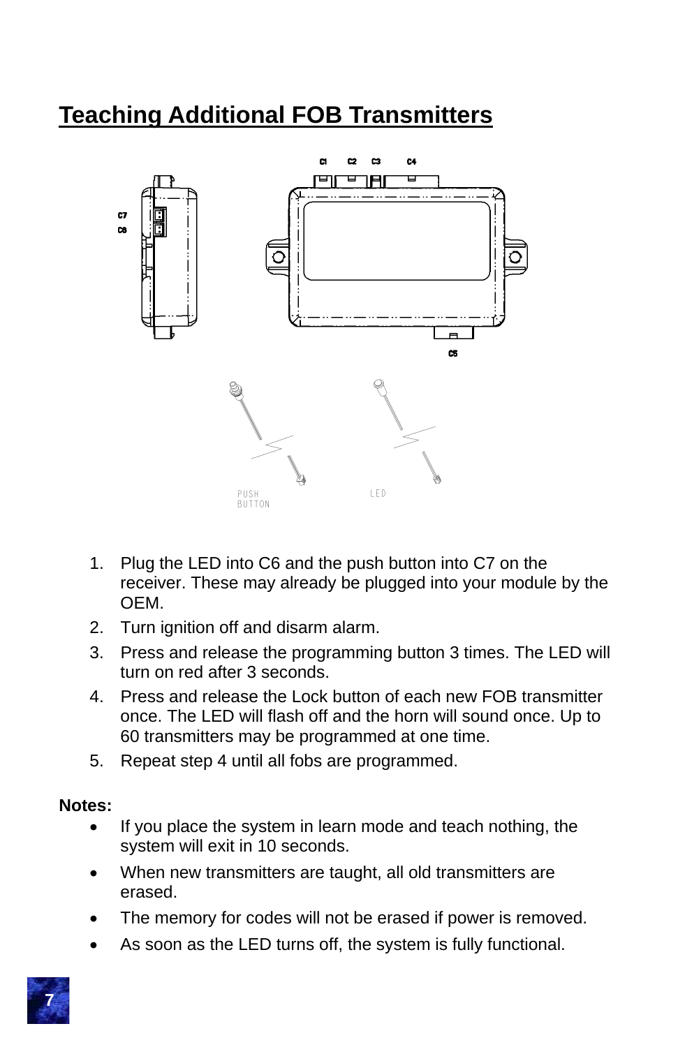# Teaching Additional FOB Transmitters

C1 C2 C3 C4

C7
C6

C5

PUSH BUTTON

LED

1. Plug the LED into C6 and the push button into C7 on the receiver. These may already be plugged into your module by the OEM.
2. Turn ignition off and disarm alarm.
3. Press and release the programming button 3 times. The LED will turn on red after 3 seconds.
4. Press and release the Lock button of each new FOB transmitter once. The LED will flash off and the horn will sound once. Up to 60 transmitters may be programmed at one time.
5. Repeat step 4 until all fobs are programmed.

**Notes:**

- If you place the system in learn mode and teach nothing, the system will exit in 10 seconds.
- When new transmitters are taught, all old transmitters are erased.
- The memory for codes will not be erased if power is removed.
- As soon as the LED turns off, the system is fully functional.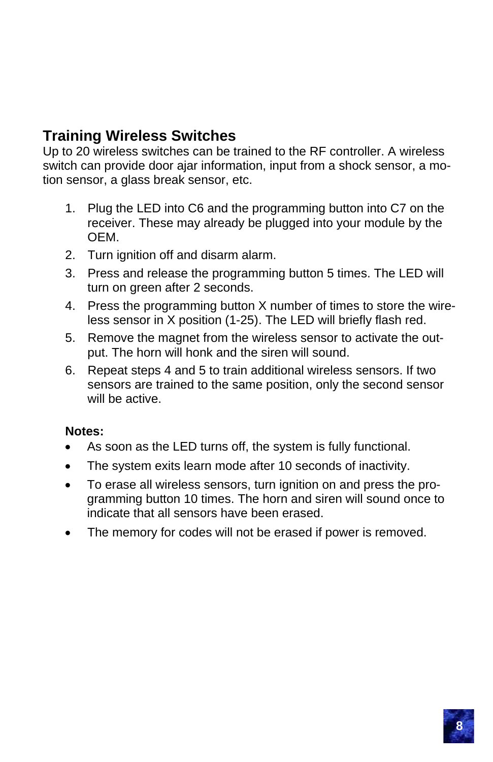## Training Wireless Switches

Up to 20 wireless switches can be trained to the RF controller. A wireless switch can provide door ajar information, input from a shock sensor, a motion sensor, a glass break sensor, etc.

1. Plug the LED into C6 and the programming button into C7 on the receiver. These may already be plugged into your module by the OEM.
2. Turn ignition off and disarm alarm.
3. Press and release the programming button 5 times. The LED will turn on green after 2 seconds.
4. Press the programming button X number of times to store the wireless sensor in X position (1-25). The LED will briefly flash red.
5. Remove the magnet from the wireless sensor to activate the output. The horn will honk and the siren will sound.
6. Repeat steps 4 and 5 to train additional wireless sensors. If two sensors are trained to the same position, only the second sensor will be active.

**Notes:**

- As soon as the LED turns off, the system is fully functional.
- The system exits learn mode after 10 seconds of inactivity.
- To erase all wireless sensors, turn ignition on and press the programming button 10 times. The horn and siren will sound once to indicate that all sensors have been erased.
- The memory for codes will not be erased if power is removed.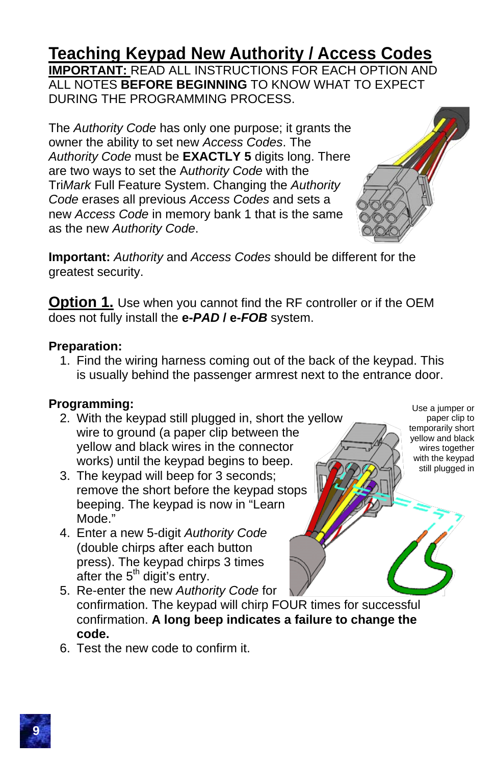# Teaching Keypad New Authority / Access Codes

**IMPORTANT:** READ ALL INSTRUCTIONS FOR EACH OPTION AND ALL NOTES **BEFORE BEGINNING** TO KNOW WHAT TO EXPECT DURING THE PROGRAMMING PROCESS.

The *Authority Code* has only one purpose; it grants the owner the ability to set new *Access Codes*. The *Authority Code* must be **EXACTLY 5** digits long. There are two ways to set the A*uthority Code* with the Tri*Mark* Full Feature System. Changing the *Authority Code* erases all previous *Access Codes* and sets a new *Access Code* in memory bank 1 that is the same as the new *Authority Code*.

**Important:** *Authority* and *Access Codes* should be different for the greatest security.

**Option 1.** Use when you cannot find the RF controller or if the OEM does not fully install the **e-*PAD* / e-*FOB*** system.

**Preparation:**

1. Find the wiring harness coming out of the back of the keypad. This is usually behind the passenger armrest next to the entrance door.

**Programming:**

2. With the keypad still plugged in, short the yellow wire to ground (a paper clip between the yellow and black wires in the connector works) until the keypad begins to beep.
3. The keypad will beep for 3 seconds; remove the short before the keypad stops beeping. The keypad is now in "Learn Mode."
4. Enter a new 5-digit *Authority Code* (double chirps after each button press). The keypad chirps 3 times after the 5th digit's entry.
5. Re-enter the new *Authority Code* for confirmation. The keypad will chirp FOUR times for successful confirmation. **A long beep indicates a failure to change the code.**
6. Test the new code to confirm it.

Use a jumper or paper clip to temporarily short yellow and black wires together with the keypad still plugged in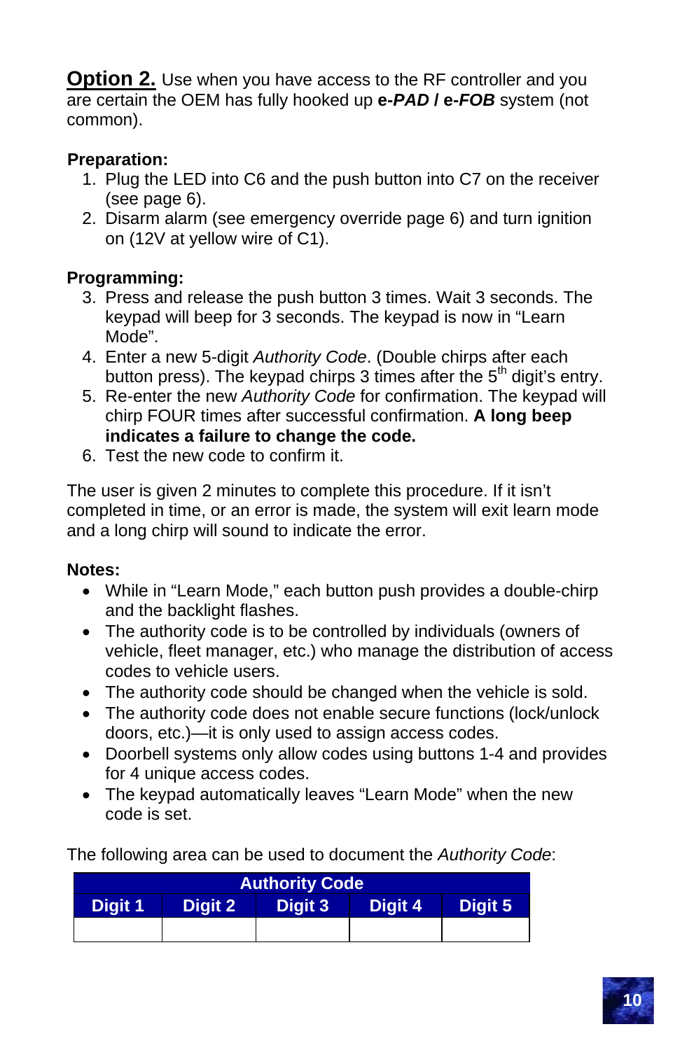**Option 2.** Use when you have access to the RF controller and you are certain the OEM has fully hooked up ***e-PAD* / *e-FOB*** system (not common).

**Preparation:**

1. Plug the LED into C6 and the push button into C7 on the receiver (see page 6).
2. Disarm alarm (see emergency override page 6) and turn ignition on (12V at yellow wire of C1).

**Programming:**

3. Press and release the push button 3 times. Wait 3 seconds. The keypad will beep for 3 seconds. The keypad is now in "Learn Mode".
4. Enter a new 5-digit *Authority Code*. (Double chirps after each button press). The keypad chirps 3 times after the 5th digit's entry.
5. Re-enter the new *Authority Code* for confirmation. The keypad will chirp FOUR times after successful confirmation. **A long beep indicates a failure to change the code.**
6. Test the new code to confirm it.

The user is given 2 minutes to complete this procedure. If it isn't completed in time, or an error is made, the system will exit learn mode and a long chirp will sound to indicate the error.

**Notes:**

- While in "Learn Mode," each button push provides a double-chirp and the backlight flashes.
- The authority code is to be controlled by individuals (owners of vehicle, fleet manager, etc.) who manage the distribution of access codes to vehicle users.
- The authority code should be changed when the vehicle is sold.
- The authority code does not enable secure functions (lock/unlock doors, etc.)—it is only used to assign access codes.
- Doorbell systems only allow codes using buttons 1-4 and provides for 4 unique access codes.
- The keypad automatically leaves "Learn Mode" when the new code is set.

The following area can be used to document the *Authority Code*:

| Authority Code | | | | |
|---|---|---|---|---|
| Digit 1 | Digit 2 | Digit 3 | Digit 4 | Digit 5 |
| | | | | |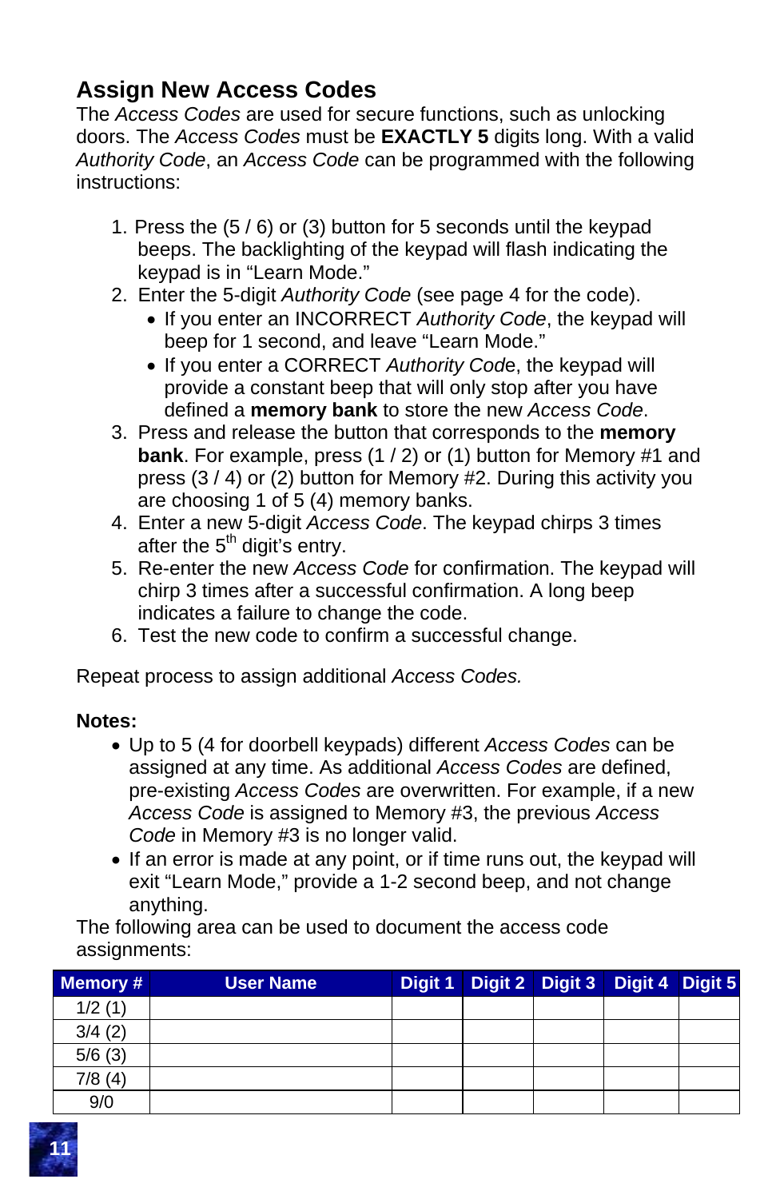## Assign New Access Codes

The *Access Codes* are used for secure functions, such as unlocking doors. The *Access Codes* must be **EXACTLY 5** digits long. With a valid *Authority Code*, an *Access Code* can be programmed with the following instructions:

1. Press the (5 / 6) or (3) button for 5 seconds until the keypad beeps. The backlighting of the keypad will flash indicating the keypad is in "Learn Mode."
2. Enter the 5-digit *Authority Code* (see page 4 for the code).
   - If you enter an INCORRECT *Authority Code*, the keypad will beep for 1 second, and leave "Learn Mode."
   - If you enter a CORRECT *Authority Code*, the keypad will provide a constant beep that will only stop after you have defined a **memory bank** to store the new *Access Code*.
3. Press and release the button that corresponds to the **memory bank**. For example, press (1 / 2) or (1) button for Memory #1 and press (3 / 4) or (2) button for Memory #2. During this activity you are choosing 1 of 5 (4) memory banks.
4. Enter a new 5-digit *Access Code*. The keypad chirps 3 times after the 5th digit's entry.
5. Re-enter the new *Access Code* for confirmation. The keypad will chirp 3 times after a successful confirmation. A long beep indicates a failure to change the code.
6. Test the new code to confirm a successful change.

Repeat process to assign additional *Access Codes.*

**Notes:**

- Up to 5 (4 for doorbell keypads) different *Access Codes* can be assigned at any time. As additional *Access Codes* are defined, pre-existing *Access Codes* are overwritten. For example, if a new *Access Code* is assigned to Memory #3, the previous *Access Code* in Memory #3 is no longer valid.
- If an error is made at any point, or if time runs out, the keypad will exit "Learn Mode," provide a 1-2 second beep, and not change anything.

The following area can be used to document the access code assignments:

| Memory # | User Name | Digit 1 | Digit 2 | Digit 3 | Digit 4 | Digit 5 |
|---|---|---|---|---|---|---|
| 1/2 (1) | | | | | | |
| 3/4 (2) | | | | | | |
| 5/6 (3) | | | | | | |
| 7/8 (4) | | | | | | |
| 9/0 | | | | | | |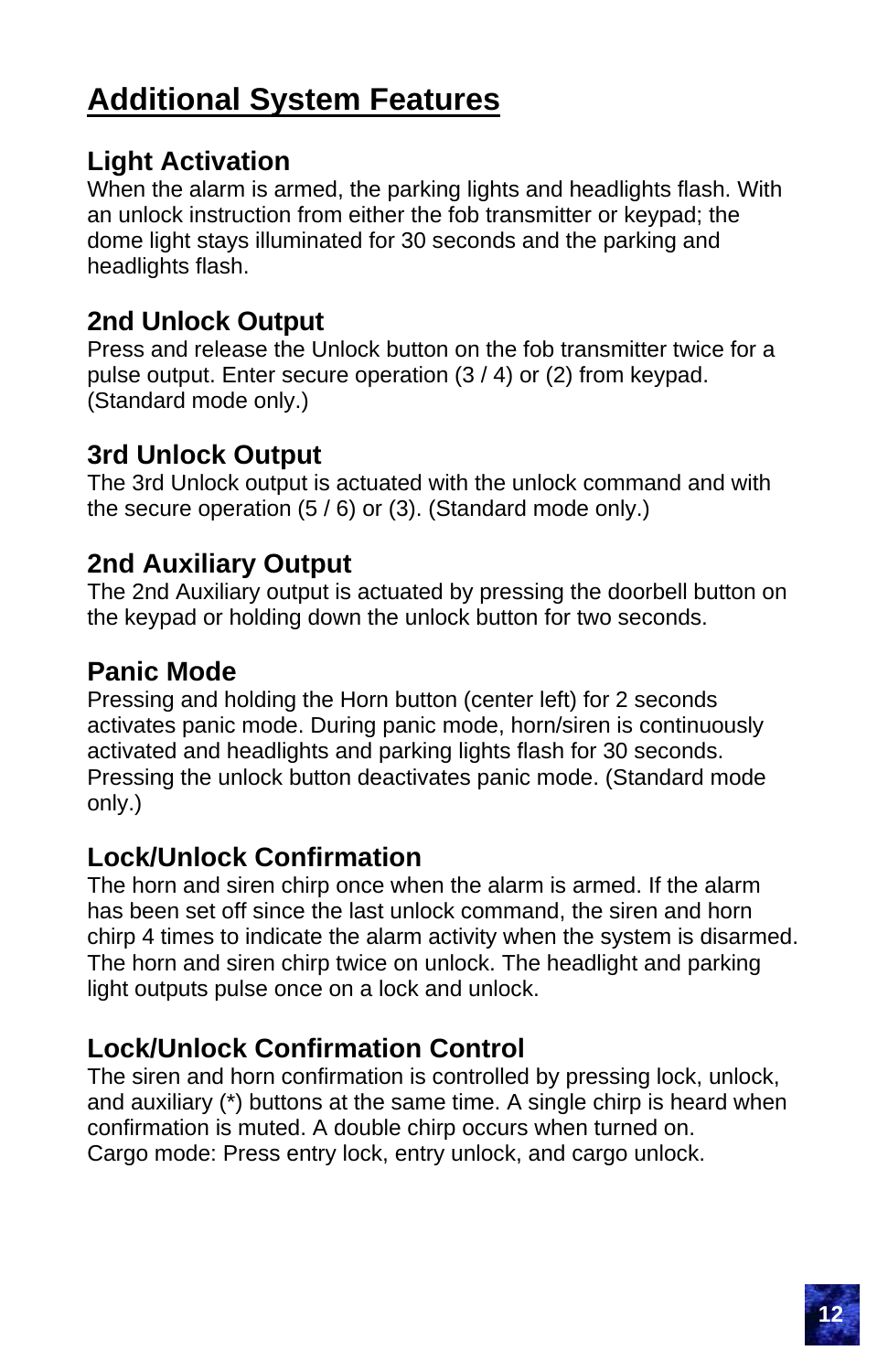# Additional System Features

## Light Activation

When the alarm is armed, the parking lights and headlights flash. With an unlock instruction from either the fob transmitter or keypad; the dome light stays illuminated for 30 seconds and the parking and headlights flash.

## 2nd Unlock Output

Press and release the Unlock button on the fob transmitter twice for a pulse output. Enter secure operation (3 / 4) or (2) from keypad. (Standard mode only.)

## 3rd Unlock Output

The 3rd Unlock output is actuated with the unlock command and with the secure operation (5 / 6) or (3). (Standard mode only.)

## 2nd Auxiliary Output

The 2nd Auxiliary output is actuated by pressing the doorbell button on the keypad or holding down the unlock button for two seconds.

## Panic Mode

Pressing and holding the Horn button (center left) for 2 seconds activates panic mode. During panic mode, horn/siren is continuously activated and headlights and parking lights flash for 30 seconds. Pressing the unlock button deactivates panic mode. (Standard mode only.)

## Lock/Unlock Confirmation

The horn and siren chirp once when the alarm is armed. If the alarm has been set off since the last unlock command, the siren and horn chirp 4 times to indicate the alarm activity when the system is disarmed. The horn and siren chirp twice on unlock. The headlight and parking light outputs pulse once on a lock and unlock.

## Lock/Unlock Confirmation Control

The siren and horn confirmation is controlled by pressing lock, unlock, and auxiliary (*) buttons at the same time. A single chirp is heard when confirmation is muted. A double chirp occurs when turned on.
Cargo mode: Press entry lock, entry unlock, and cargo unlock.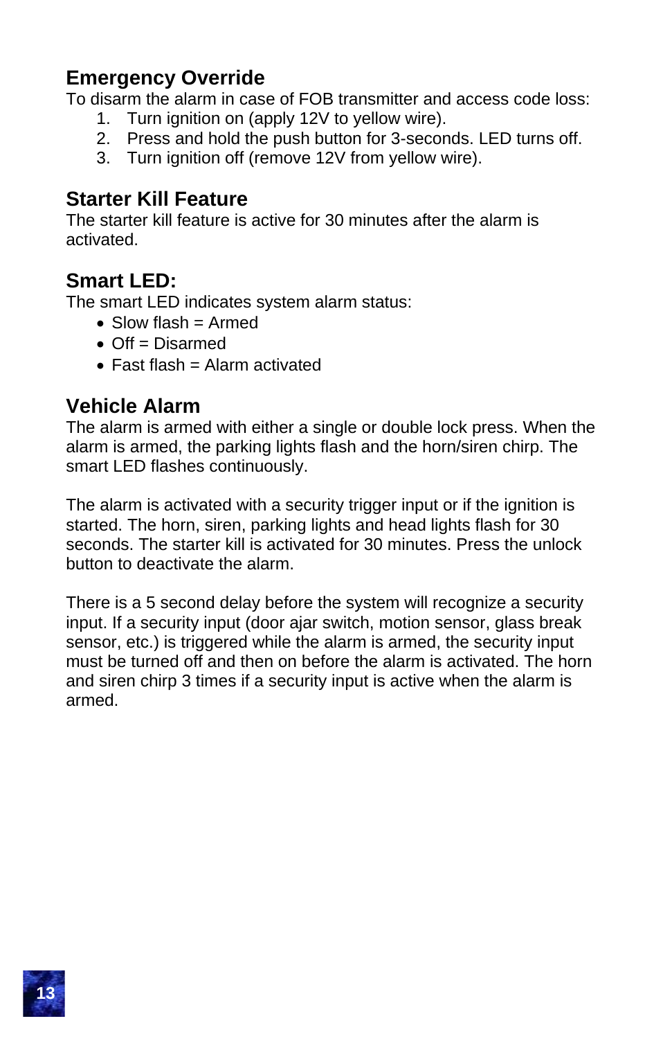## Emergency Override

To disarm the alarm in case of FOB transmitter and access code loss:

1. Turn ignition on (apply 12V to yellow wire).
2. Press and hold the push button for 3-seconds. LED turns off.
3. Turn ignition off (remove 12V from yellow wire).

## Starter Kill Feature

The starter kill feature is active for 30 minutes after the alarm is activated.

## Smart LED:

The smart LED indicates system alarm status:

- Slow flash = Armed
- Off = Disarmed
- Fast flash = Alarm activated

## Vehicle Alarm

The alarm is armed with either a single or double lock press. When the alarm is armed, the parking lights flash and the horn/siren chirp. The smart LED flashes continuously.

The alarm is activated with a security trigger input or if the ignition is started. The horn, siren, parking lights and head lights flash for 30 seconds. The starter kill is activated for 30 minutes. Press the unlock button to deactivate the alarm.

There is a 5 second delay before the system will recognize a security input. If a security input (door ajar switch, motion sensor, glass break sensor, etc.) is triggered while the alarm is armed, the security input must be turned off and then on before the alarm is activated. The horn and siren chirp 3 times if a security input is active when the alarm is armed.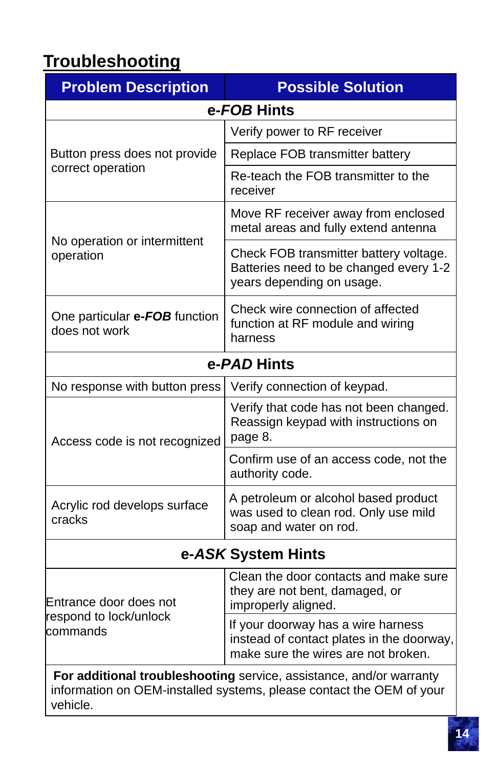## Troubleshooting

| Problem Description | Possible Solution |
|---|---|
| **e-*FOB* Hints** | |
| Button press does not provide correct operation | Verify power to RF receiver |
| | Replace FOB transmitter battery |
| | Re-teach the FOB transmitter to the receiver |
| No operation or intermittent operation | Move RF receiver away from enclosed metal areas and fully extend antenna |
| | Check FOB transmitter battery voltage. Batteries need to be changed every 1-2 years depending on usage. |
| One particular **e-*FOB*** function does not work | Check wire connection of affected function at RF module and wiring harness |
| **e-*PAD* Hints** | |
| No response with button press | Verify connection of keypad. |
| Access code is not recognized | Verify that code has not been changed. Reassign keypad with instructions on page 8. |
| | Confirm use of an access code, not the authority code. |
| Acrylic rod develops surface cracks | A petroleum or alcohol based product was used to clean rod. Only use mild soap and water on rod. |
| **e-*ASK* System Hints** | |
| Entrance door does not respond to lock/unlock commands | Clean the door contacts and make sure they are not bent, damaged, or improperly aligned. |
| | If your doorway has a wire harness instead of contact plates in the doorway, make sure the wires are not broken. |
| **For additional troubleshooting** service, assistance, and/or warranty information on OEM-installed systems, please contact the OEM of your vehicle. | |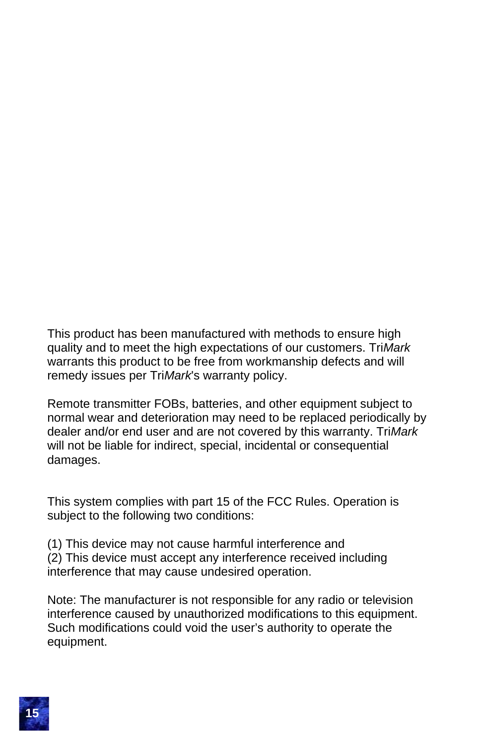This product has been manufactured with methods to ensure high quality and to meet the high expectations of our customers. Tri*Mark* warrants this product to be free from workmanship defects and will remedy issues per Tri*Mark*'s warranty policy.

Remote transmitter FOBs, batteries, and other equipment subject to normal wear and deterioration may need to be replaced periodically by dealer and/or end user and are not covered by this warranty. Tri*Mark* will not be liable for indirect, special, incidental or consequential damages.

This system complies with part 15 of the FCC Rules. Operation is subject to the following two conditions:

(1) This device may not cause harmful interference and
(2) This device must accept any interference received including interference that may cause undesired operation.

Note: The manufacturer is not responsible for any radio or television interference caused by unauthorized modifications to this equipment. Such modifications could void the user’s authority to operate the equipment.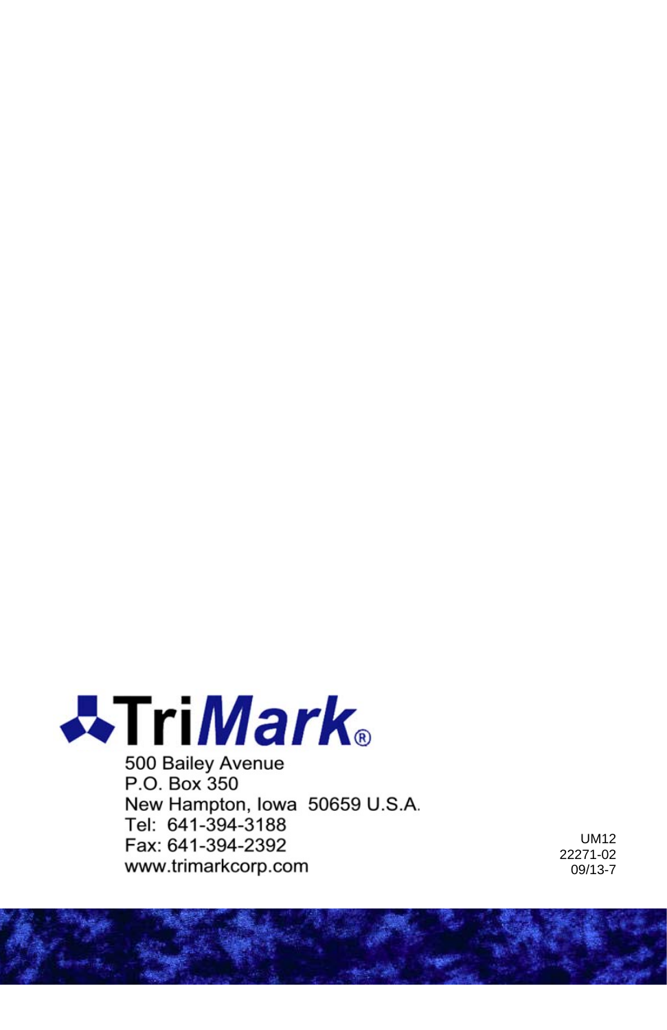TriMark®

500 Bailey Avenue
P.O. Box 350
New Hampton, Iowa 50659 U.S.A.
Tel: 641-394-3188
Fax: 641-394-2392
www.trimarkcorp.com

UM12
22271-02
09/13-7